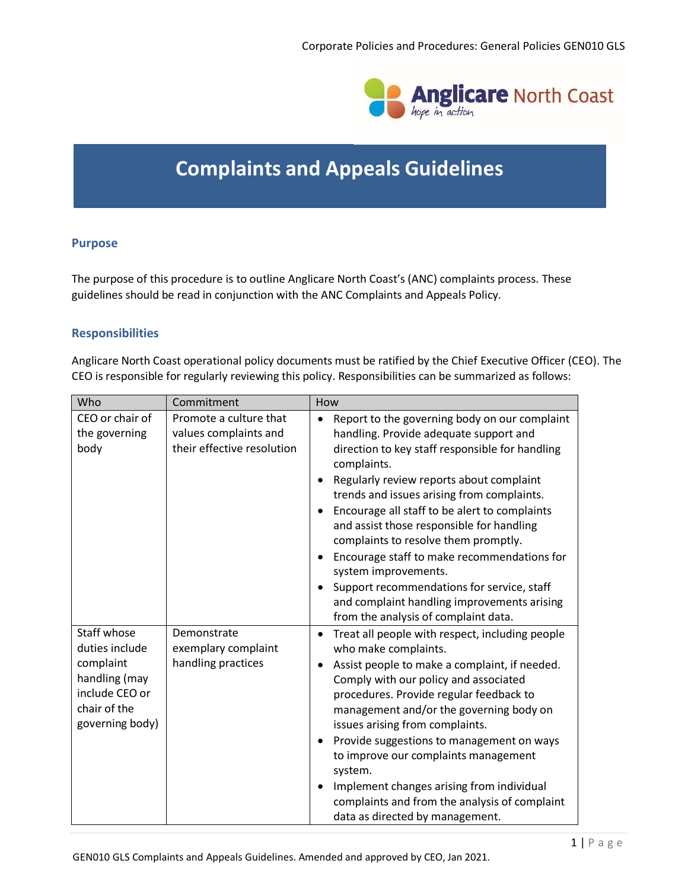# Complaints and Appeals Guidelines

## Purpose

The purpose of this procedure is to outline Anglicare North Coast's (ANC) complaints process. These guidelines should be read in conjunction with the ANC Complaints and Appeals Policy.

## Responsibilities

Anglicare North Coast operational policy documents must be ratified by the Chief Executive Officer (CEO). The CEO is responsible for regularly reviewing this policy. Responsibilities can be summarized as follows:

| Who | Commitment | How |
|---|---|---|
| CEO or chair of the governing body | Promote a culture that values complaints and their effective resolution | • Report to the governing body on our complaint handling. Provide adequate support and direction to key staff responsible for handling complaints.<br>• Regularly review reports about complaint trends and issues arising from complaints.<br>• Encourage all staff to be alert to complaints and assist those responsible for handling complaints to resolve them promptly.<br>• Encourage staff to make recommendations for system improvements.<br>• Support recommendations for service, staff and complaint handling improvements arising from the analysis of complaint data. |
| Staff whose duties include complaint handling (may include CEO or chair of the governing body) | Demonstrate exemplary complaint handling practices | • Treat all people with respect, including people who make complaints.<br>• Assist people to make a complaint, if needed. Comply with our policy and associated procedures. Provide regular feedback to management and/or the governing body on issues arising from complaints.<br>• Provide suggestions to management on ways to improve our complaints management system.<br>• Implement changes arising from individual complaints and from the analysis of complaint data as directed by management. |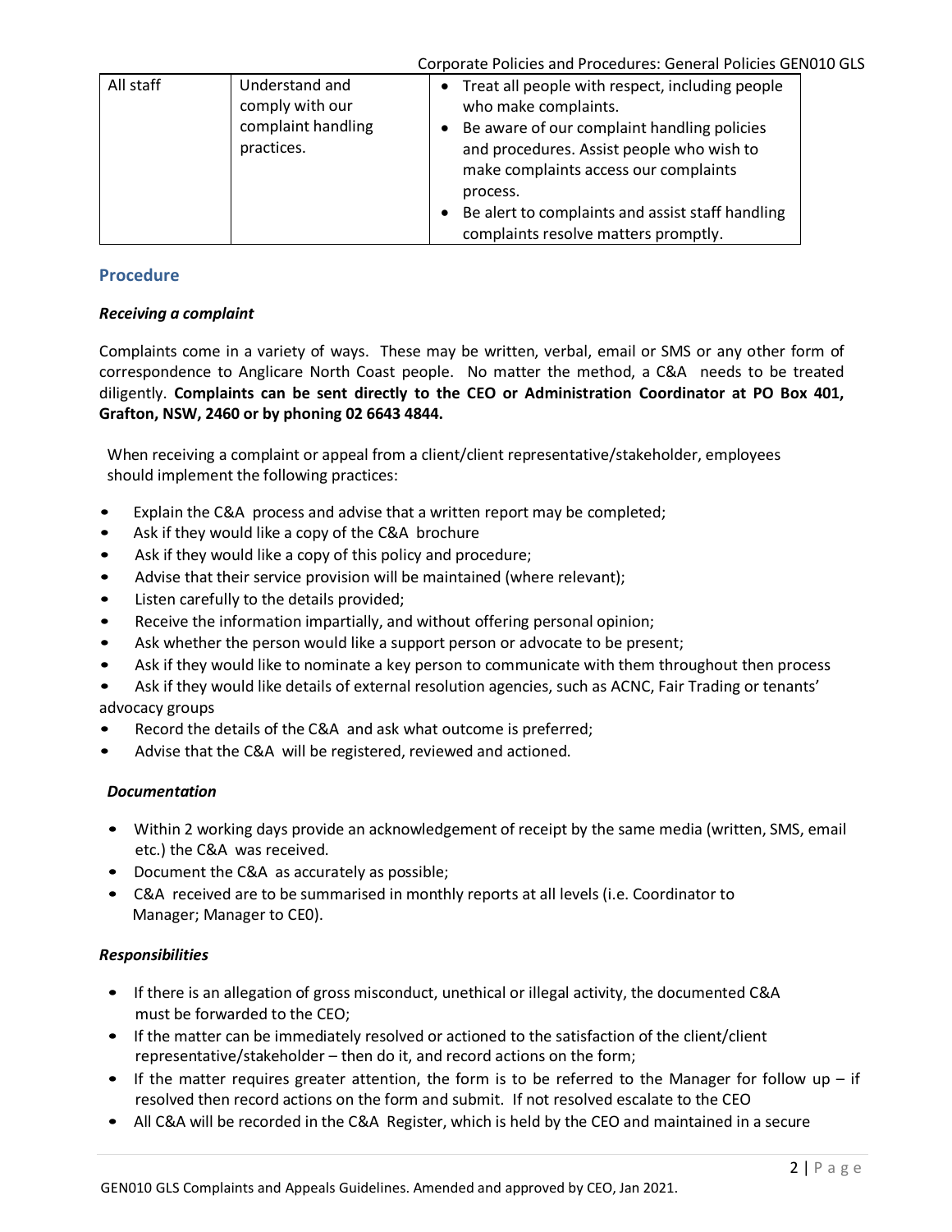| All staff | Understand and comply with our complaint handling practices. | • Treat all people with respect, including people who make complaints.<br>• Be aware of our complaint handling policies and procedures. Assist people who wish to make complaints access our complaints process.<br>• Be alert to complaints and assist staff handling complaints resolve matters promptly. |
|---|---|---|

## Procedure

### *Receiving a complaint*

Complaints come in a variety of ways. These may be written, verbal, email or SMS or any other form of correspondence to Anglicare North Coast people. No matter the method, a C&A needs to be treated diligently. **Complaints can be sent directly to the CEO or Administration Coordinator at PO Box 401, Grafton, NSW, 2460 or by phoning 02 6643 4844.**

When receiving a complaint or appeal from a client/client representative/stakeholder, employees should implement the following practices:

- Explain the C&A process and advise that a written report may be completed;
- Ask if they would like a copy of the C&A brochure
- Ask if they would like a copy of this policy and procedure;
- Advise that their service provision will be maintained (where relevant);
- Listen carefully to the details provided;
- Receive the information impartially, and without offering personal opinion;
- Ask whether the person would like a support person or advocate to be present;
- Ask if they would like to nominate a key person to communicate with them throughout then process
- Ask if they would like details of external resolution agencies, such as ACNC, Fair Trading or tenants' advocacy groups
- Record the details of the C&A and ask what outcome is preferred;
- Advise that the C&A will be registered, reviewed and actioned.

### *Documentation*

- Within 2 working days provide an acknowledgement of receipt by the same media (written, SMS, email etc.) the C&A was received.
- Document the C&A as accurately as possible;
- C&A received are to be summarised in monthly reports at all levels (i.e. Coordinator to Manager; Manager to CE0).

### *Responsibilities*

- If there is an allegation of gross misconduct, unethical or illegal activity, the documented C&A must be forwarded to the CEO;
- If the matter can be immediately resolved or actioned to the satisfaction of the client/client representative/stakeholder – then do it, and record actions on the form;
- If the matter requires greater attention, the form is to be referred to the Manager for follow up – if resolved then record actions on the form and submit. If not resolved escalate to the CEO
- All C&A will be recorded in the C&A Register, which is held by the CEO and maintained in a secure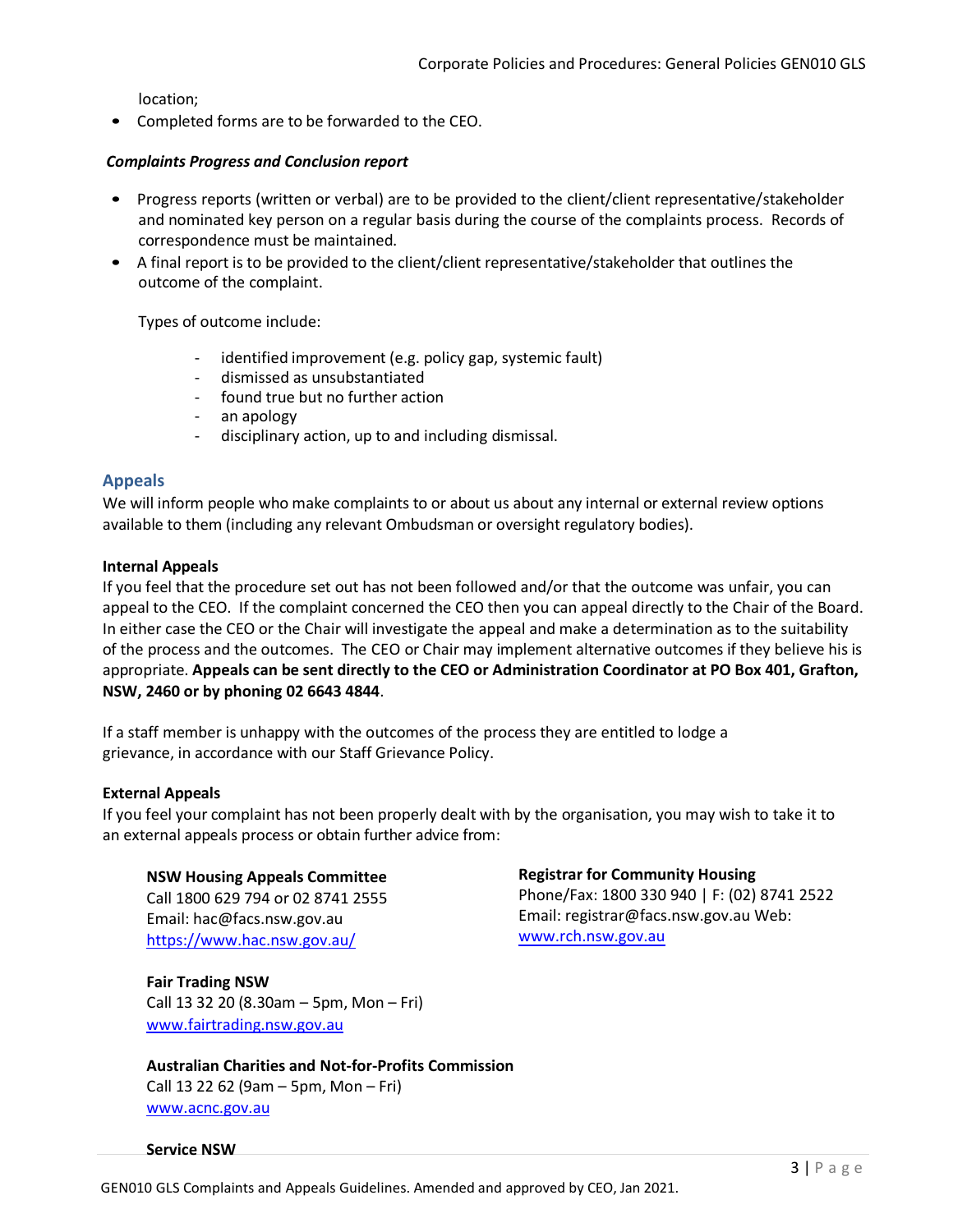location;

- Completed forms are to be forwarded to the CEO.

***Complaints Progress and Conclusion report***

- Progress reports (written or verbal) are to be provided to the client/client representative/stakeholder and nominated key person on a regular basis during the course of the complaints process. Records of correspondence must be maintained.
- A final report is to be provided to the client/client representative/stakeholder that outlines the outcome of the complaint.

  Types of outcome include:

  - identified improvement (e.g. policy gap, systemic fault)
  - dismissed as unsubstantiated
  - found true but no further action
  - an apology
  - disciplinary action, up to and including dismissal.

## Appeals

We will inform people who make complaints to or about us about any internal or external review options available to them (including any relevant Ombudsman or oversight regulatory bodies).

**Internal Appeals**

If you feel that the procedure set out has not been followed and/or that the outcome was unfair, you can appeal to the CEO. If the complaint concerned the CEO then you can appeal directly to the Chair of the Board. In either case the CEO or the Chair will investigate the appeal and make a determination as to the suitability of the process and the outcomes. The CEO or Chair may implement alternative outcomes if they believe his is appropriate. **Appeals can be sent directly to the CEO or Administration Coordinator at PO Box 401, Grafton, NSW, 2460 or by phoning 02 6643 4844**.

If a staff member is unhappy with the outcomes of the process they are entitled to lodge a grievance, in accordance with our Staff Grievance Policy.

**External Appeals**

If you feel your complaint has not been properly dealt with by the organisation, you may wish to take it to an external appeals process or obtain further advice from:

**NSW Housing Appeals Committee**
Call 1800 629 794 or 02 8741 2555
Email: hac@facs.nsw.gov.au
https://www.hac.nsw.gov.au/

**Registrar for Community Housing**
Phone/Fax: 1800 330 940 | F: (02) 8741 2522
Email: registrar@facs.nsw.gov.au Web:
www.rch.nsw.gov.au

**Fair Trading NSW**
Call 13 32 20 (8.30am – 5pm, Mon – Fri)
www.fairtrading.nsw.gov.au

**Australian Charities and Not-for-Profits Commission**
Call 13 22 62 (9am – 5pm, Mon – Fri)
www.acnc.gov.au

**Service NSW**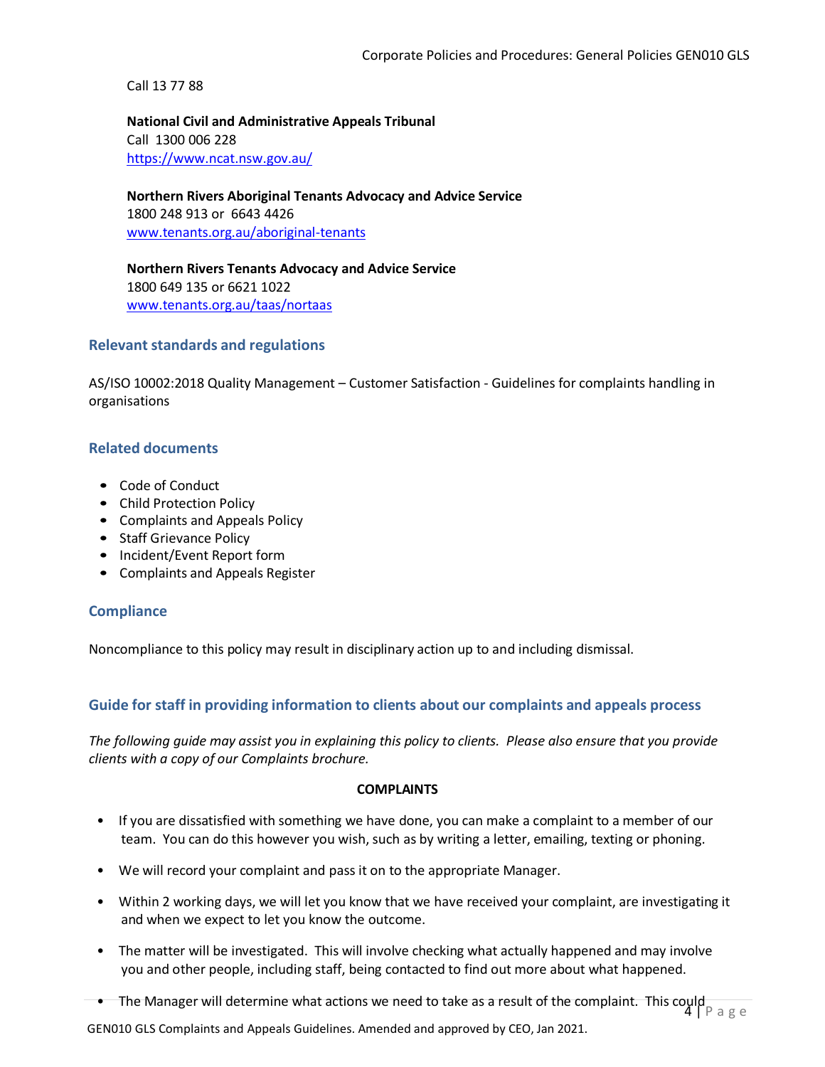Call 13 77 88

**National Civil and Administrative Appeals Tribunal**
Call 1300 006 228
https://www.ncat.nsw.gov.au/

**Northern Rivers Aboriginal Tenants Advocacy and Advice Service**
1800 248 913 or 6643 4426
www.tenants.org.au/aboriginal-tenants

**Northern Rivers Tenants Advocacy and Advice Service**
1800 649 135 or 6621 1022
www.tenants.org.au/taas/nortaas

## Relevant standards and regulations

AS/ISO 10002:2018 Quality Management – Customer Satisfaction - Guidelines for complaints handling in organisations

## Related documents

- Code of Conduct
- Child Protection Policy
- Complaints and Appeals Policy
- Staff Grievance Policy
- Incident/Event Report form
- Complaints and Appeals Register

## Compliance

Noncompliance to this policy may result in disciplinary action up to and including dismissal.

## Guide for staff in providing information to clients about our complaints and appeals process

*The following guide may assist you in explaining this policy to clients. Please also ensure that you provide clients with a copy of our Complaints brochure.*

**COMPLAINTS**

- If you are dissatisfied with something we have done, you can make a complaint to a member of our team. You can do this however you wish, such as by writing a letter, emailing, texting or phoning.
- We will record your complaint and pass it on to the appropriate Manager.
- Within 2 working days, we will let you know that we have received your complaint, are investigating it and when we expect to let you know the outcome.
- The matter will be investigated. This will involve checking what actually happened and may involve you and other people, including staff, being contacted to find out more about what happened.
- The Manager will determine what actions we need to take as a result of the complaint. This could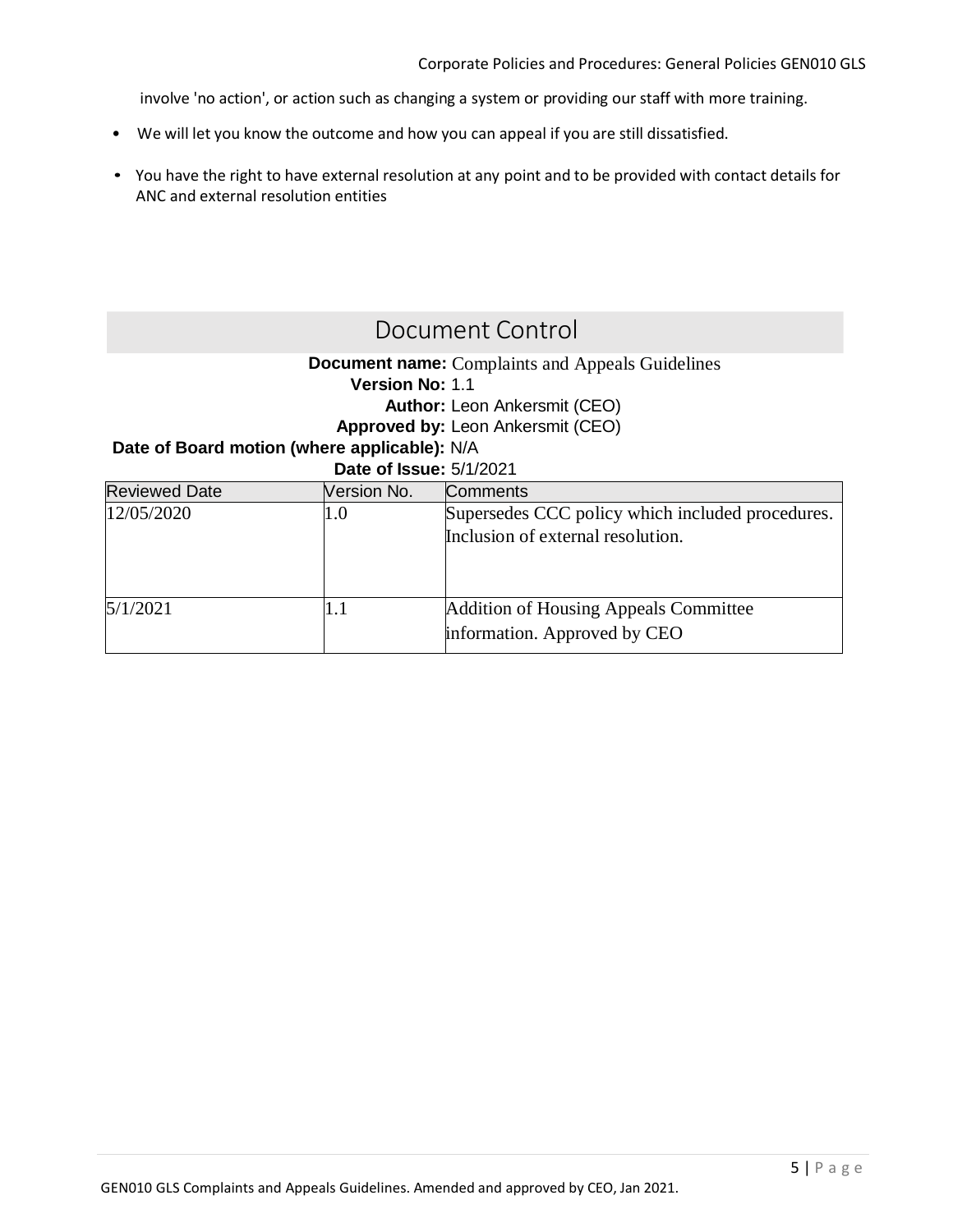involve 'no action', or action such as changing a system or providing our staff with more training.

- We will let you know the outcome and how you can appeal if you are still dissatisfied.
- You have the right to have external resolution at any point and to be provided with contact details for ANC and external resolution entities

## Document Control

**Document name:** Complaints and Appeals Guidelines
**Version No:** 1.1
**Author:** Leon Ankersmit (CEO)
**Approved by:** Leon Ankersmit (CEO)
**Date of Board motion (where applicable):** N/A
**Date of Issue:** 5/1/2021

| Reviewed Date | Version No. | Comments |
|---|---|---|
| 12/05/2020 | 1.0 | Supersedes CCC policy which included procedures. Inclusion of external resolution. |
| 5/1/2021 | 1.1 | Addition of Housing Appeals Committee information. Approved by CEO |